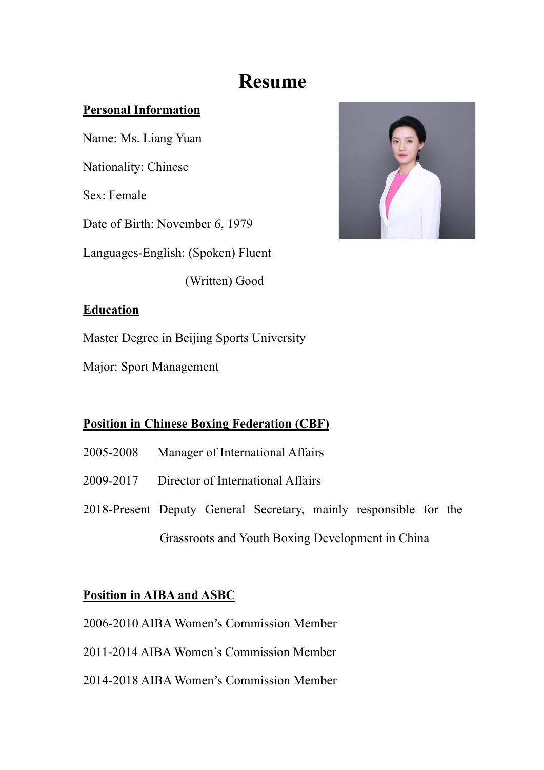# Resume

## Personal Information

Name: Ms. Liang Yuan

Nationality: Chinese

Sex: Female

Date of Birth: November 6, 1979

Languages-English: (Spoken) Fluent

(Written) Good

## Education

Master Degree in Beijing Sports University

Major: Sport Management

## Position in Chinese Boxing Federation (CBF)

2005-2008 Manager of International Affairs

2009-2017 Director of International Affairs

2018-Present Deputy General Secretary, mainly responsible for the Grassroots and Youth Boxing Development in China

## Position in AIBA and ASBC

2006-2010 AIBA Women's Commission Member

2011-2014 AIBA Women's Commission Member

2014-2018 AIBA Women's Commission Member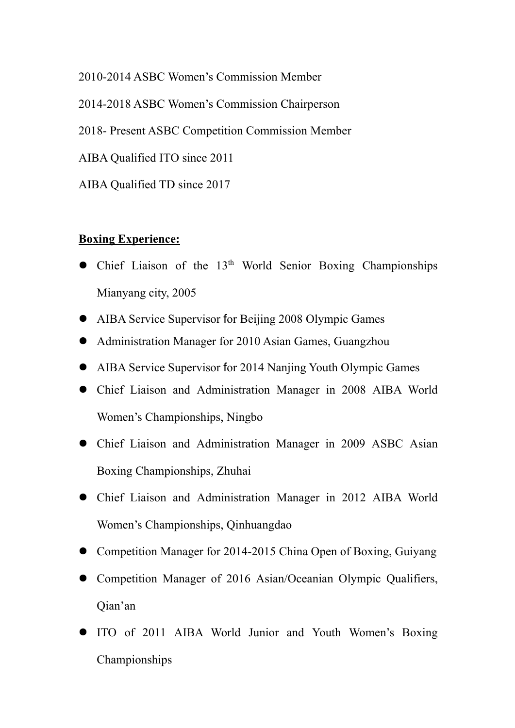2010-2014 ASBC Women's Commission Member

2014-2018 ASBC Women's Commission Chairperson

2018- Present ASBC Competition Commission Member

AIBA Qualified ITO since 2011

AIBA Qualified TD since 2017

**Boxing Experience:**

- Chief Liaison of the 13th World Senior Boxing Championships Mianyang city, 2005
- AIBA Service Supervisor for Beijing 2008 Olympic Games
- Administration Manager for 2010 Asian Games, Guangzhou
- AIBA Service Supervisor for 2014 Nanjing Youth Olympic Games
- Chief Liaison and Administration Manager in 2008 AIBA World Women's Championships, Ningbo
- Chief Liaison and Administration Manager in 2009 ASBC Asian Boxing Championships, Zhuhai
- Chief Liaison and Administration Manager in 2012 AIBA World Women's Championships, Qinhuangdao
- Competition Manager for 2014-2015 China Open of Boxing, Guiyang
- Competition Manager of 2016 Asian/Oceanian Olympic Qualifiers, Qian'an
- ITO of 2011 AIBA World Junior and Youth Women's Boxing Championships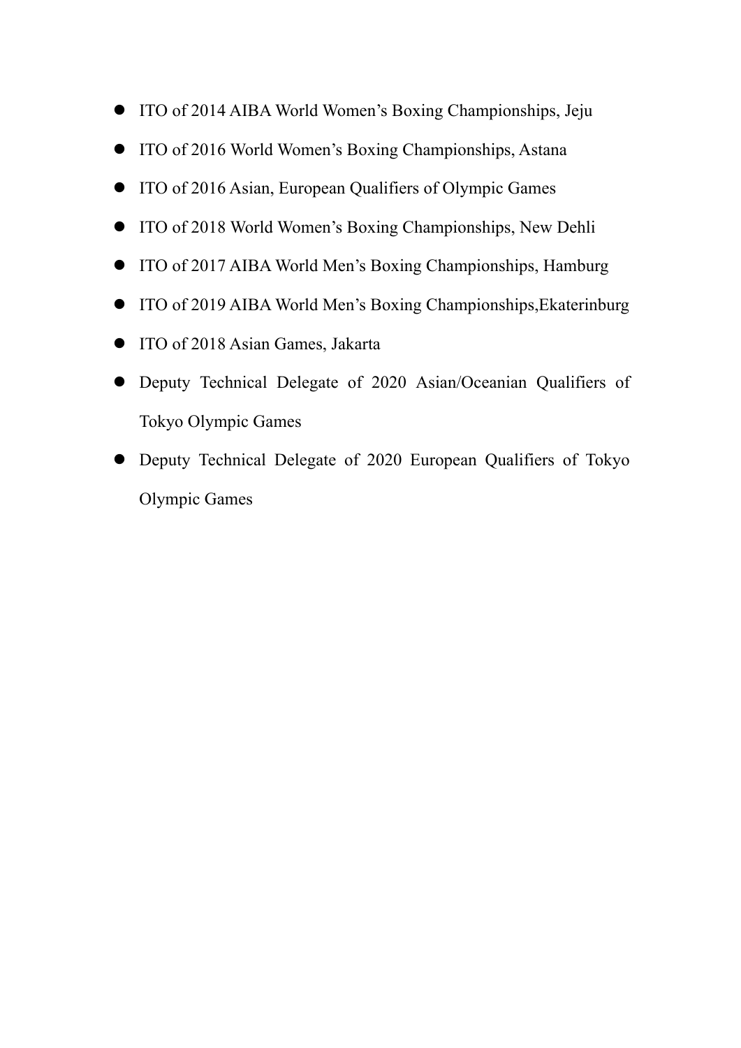- ITO of 2014 AIBA World Women's Boxing Championships, Jeju
- ITO of 2016 World Women's Boxing Championships, Astana
- ITO of 2016 Asian, European Qualifiers of Olympic Games
- ITO of 2018 World Women's Boxing Championships, New Dehli
- ITO of 2017 AIBA World Men's Boxing Championships, Hamburg
- ITO of 2019 AIBA World Men's Boxing Championships,Ekaterinburg
- ITO of 2018 Asian Games, Jakarta
- Deputy Technical Delegate of 2020 Asian/Oceanian Qualifiers of Tokyo Olympic Games
- Deputy Technical Delegate of 2020 European Qualifiers of Tokyo Olympic Games